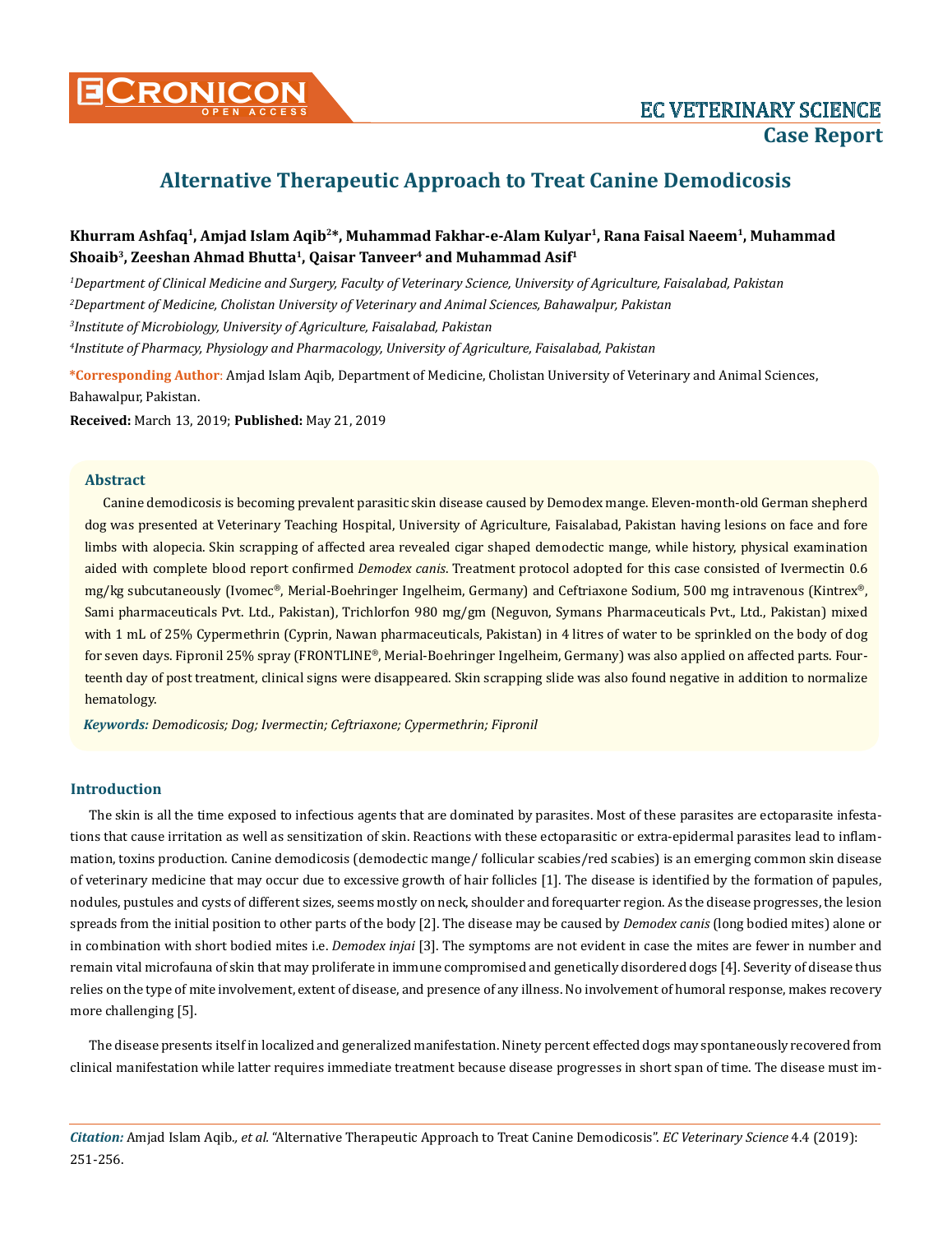# Alternative Therapeutic Approach to Treat Canine Demodicosis

**Khurram Ashfaq[1], Amjad Islam Aqib[2]*, Muhammad Fakhar-e-Alam Kulyar[1], Rana Faisal Naeem[1], Muhammad Shoaib[3], Zeeshan Ahmad Bhutta[1], Qaisar Tanveer[4] and Muhammad Asif[1]**

*[1]Department of Clinical Medicine and Surgery, Faculty of Veterinary Science, University of Agriculture, Faisalabad, Pakistan*

*[2]Department of Medicine, Cholistan University of Veterinary and Animal Sciences, Bahawalpur, Pakistan*

*[3]Institute of Microbiology, University of Agriculture, Faisalabad, Pakistan*

*[4]Institute of Pharmacy, Physiology and Pharmacology, University of Agriculture, Faisalabad, Pakistan*

**\*Corresponding Author**: Amjad Islam Aqib, Department of Medicine, Cholistan University of Veterinary and Animal Sciences, Bahawalpur, Pakistan.

**Received:** March 13, 2019; **Published:** May 21, 2019

## Abstract

Canine demodicosis is becoming prevalent parasitic skin disease caused by Demodex mange. Eleven-month-old German shepherd dog was presented at Veterinary Teaching Hospital, University of Agriculture, Faisalabad, Pakistan having lesions on face and fore limbs with alopecia. Skin scrapping of affected area revealed cigar shaped demodectic mange, while history, physical examination aided with complete blood report confirmed *Demodex canis*. Treatment protocol adopted for this case consisted of Ivermectin 0.6 mg/kg subcutaneously (Ivomec®, Merial-Boehringer Ingelheim, Germany) and Ceftriaxone Sodium, 500 mg intravenous (Kintrex®, Sami pharmaceuticals Pvt. Ltd., Pakistan), Trichlorfon 980 mg/gm (Neguvon, Symans Pharmaceuticals Pvt., Ltd., Pakistan) mixed with 1 mL of 25% Cypermethrin (Cyprin, Nawan pharmaceuticals, Pakistan) in 4 litres of water to be sprinkled on the body of dog for seven days. Fipronil 25% spray (FRONTLINE®, Merial-Boehringer Ingelheim, Germany) was also applied on affected parts. Fourteenth day of post treatment, clinical signs were disappeared. Skin scrapping slide was also found negative in addition to normalize hematology.

***Keywords:*** *Demodicosis; Dog; Ivermectin; Ceftriaxone; Cypermethrin; Fipronil*

## Introduction

The skin is all the time exposed to infectious agents that are dominated by parasites. Most of these parasites are ectoparasite infestations that cause irritation as well as sensitization of skin. Reactions with these ectoparasitic or extra-epidermal parasites lead to inflammation, toxins production. Canine demodicosis (demodectic mange/ follicular scabies/red scabies) is an emerging common skin disease of veterinary medicine that may occur due to excessive growth of hair follicles [1]. The disease is identified by the formation of papules, nodules, pustules and cysts of different sizes, seems mostly on neck, shoulder and forequarter region. As the disease progresses, the lesion spreads from the initial position to other parts of the body [2]. The disease may be caused by *Demodex canis* (long bodied mites) alone or in combination with short bodied mites i.e. *Demodex injai* [3]. The symptoms are not evident in case the mites are fewer in number and remain vital microfauna of skin that may proliferate in immune compromised and genetically disordered dogs [4]. Severity of disease thus relies on the type of mite involvement, extent of disease, and presence of any illness. No involvement of humoral response, makes recovery more challenging [5].

The disease presents itself in localized and generalized manifestation. Ninety percent effected dogs may spontaneously recovered from clinical manifestation while latter requires immediate treatment because disease progresses in short span of time. The disease must im-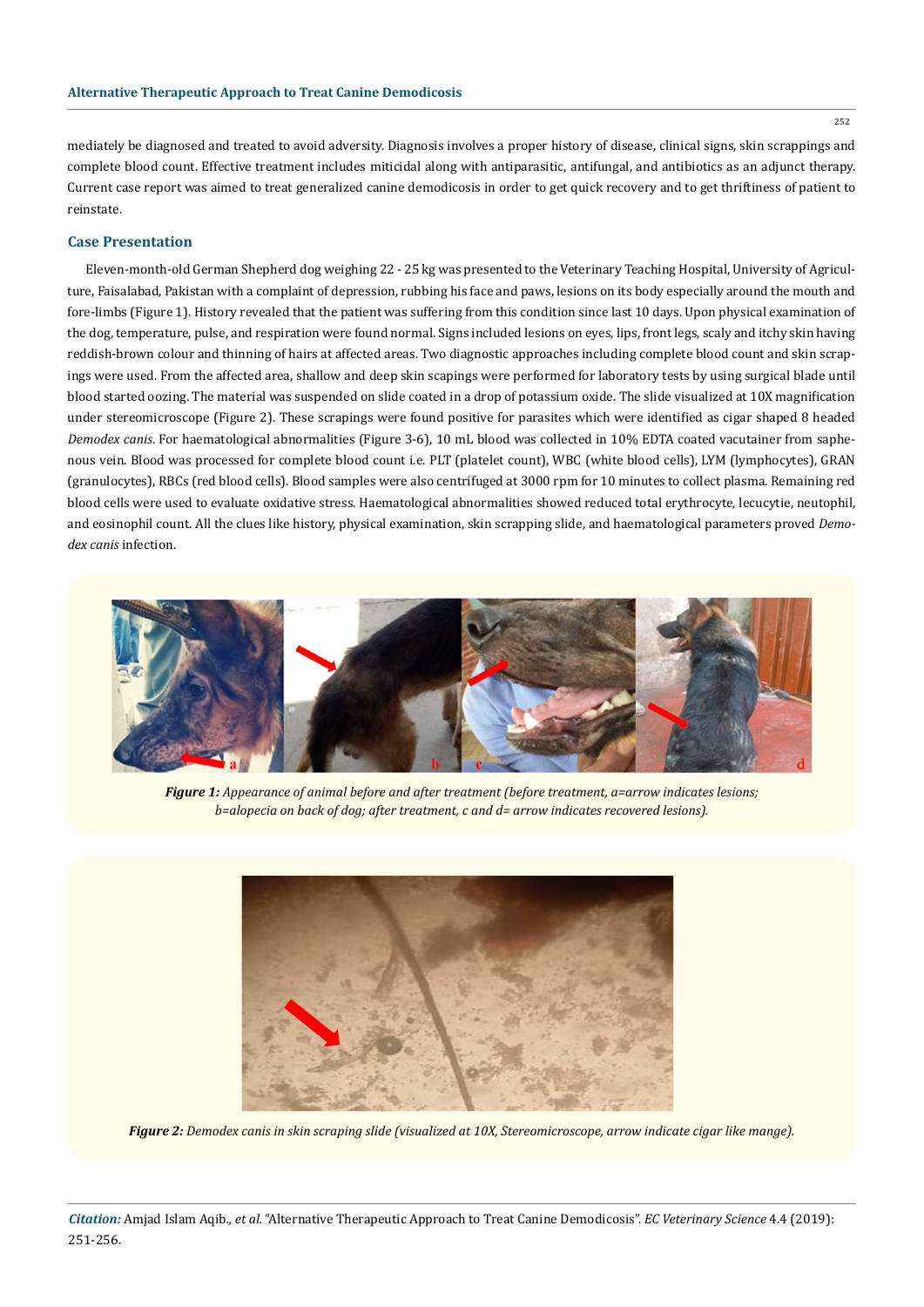mediately be diagnosed and treated to avoid adversity. Diagnosis involves a proper history of disease, clinical signs, skin scrappings and complete blood count. Effective treatment includes miticidal along with antiparasitic, antifungal, and antibiotics as an adjunct therapy. Current case report was aimed to treat generalized canine demodicosis in order to get quick recovery and to get thriftiness of patient to reinstate.

## Case Presentation

Eleven-month-old German Shepherd dog weighing 22 - 25 kg was presented to the Veterinary Teaching Hospital, University of Agriculture, Faisalabad, Pakistan with a complaint of depression, rubbing his face and paws, lesions on its body especially around the mouth and fore-limbs (Figure 1). History revealed that the patient was suffering from this condition since last 10 days. Upon physical examination of the dog, temperature, pulse, and respiration were found normal. Signs included lesions on eyes, lips, front legs, scaly and itchy skin having reddish-brown colour and thinning of hairs at affected areas. Two diagnostic approaches including complete blood count and skin scrapings were used. From the affected area, shallow and deep skin scapings were performed for laboratory tests by using surgical blade until blood started oozing. The material was suspended on slide coated in a drop of potassium oxide. The slide visualized at 10X magnification under stereomicroscope (Figure 2). These scrapings were found positive for parasites which were identified as cigar shaped 8 headed *Demodex canis*. For haematological abnormalities (Figure 3-6), 10 mL blood was collected in 10% EDTA coated vacutainer from saphenous vein. Blood was processed for complete blood count i.e. PLT (platelet count), WBC (white blood cells), LYM (lymphocytes), GRAN (granulocytes), RBCs (red blood cells). Blood samples were also centrifuged at 3000 rpm for 10 minutes to collect plasma. Remaining red blood cells were used to evaluate oxidative stress. Haematological abnormalities showed reduced total erythrocyte, lecucytie, neutophil, and eosinophil count. All the clues like history, physical examination, skin scrapping slide, and haematological parameters proved *Demodex canis* infection.

***Figure 1:*** *Appearance of animal before and after treatment (before treatment, a=arrow indicates lesions; b=alopecia on back of dog; after treatment, c and d= arrow indicates recovered lesions).*

***Figure 2:*** *Demodex canis in skin scraping slide (visualized at 10X, Stereomicroscope, arrow indicate cigar like mange).*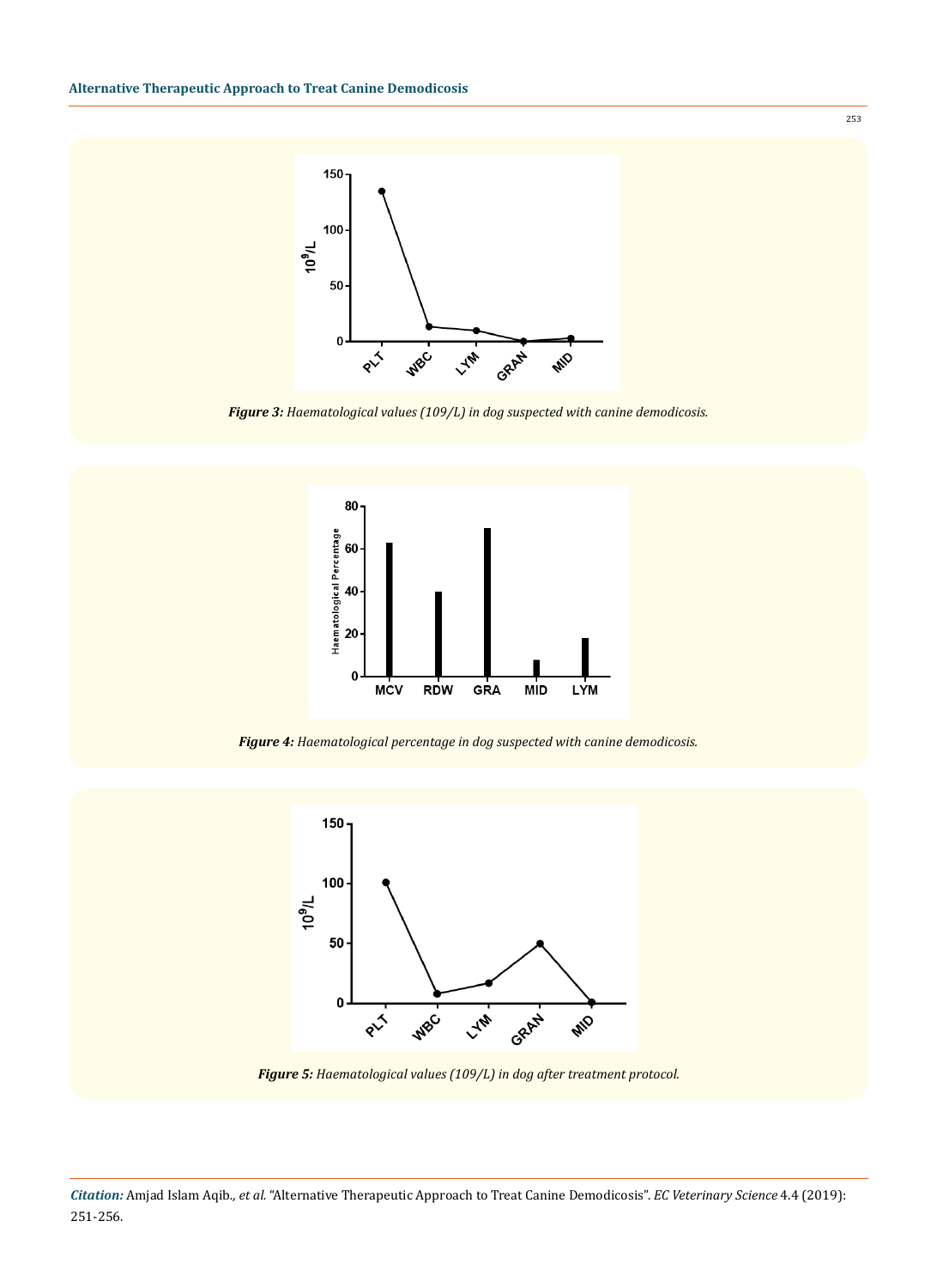*Figure 3: Haematological values (109/L) in dog suspected with canine demodicosis.*

*Figure 4: Haematological percentage in dog suspected with canine demodicosis.*

*Figure 5: Haematological values (109/L) in dog after treatment protocol.*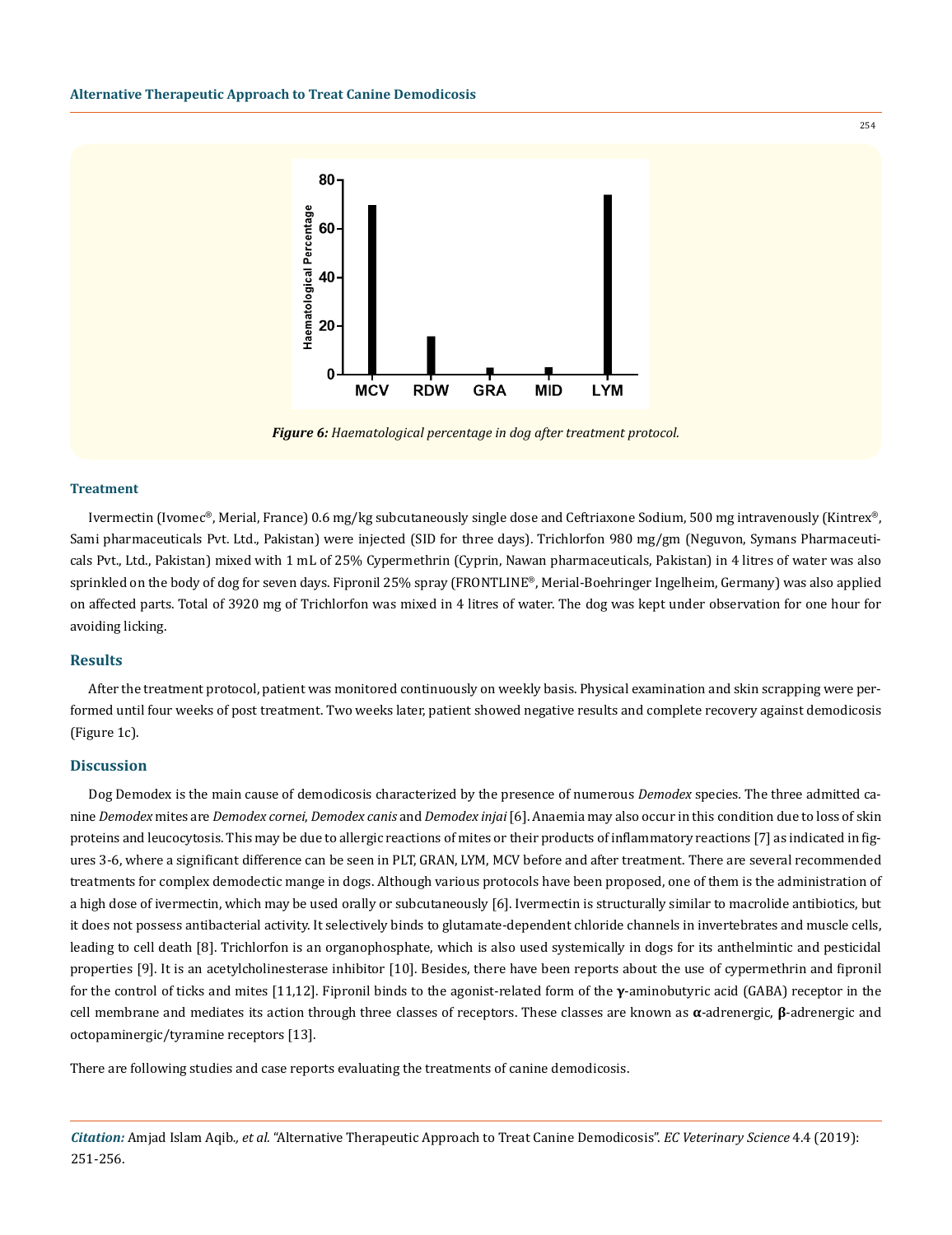*Figure 6: Haematological percentage in dog after treatment protocol.*

## Treatment

Ivermectin (Ivomec®, Merial, France) 0.6 mg/kg subcutaneously single dose and Ceftriaxone Sodium, 500 mg intravenously (Kintrex®, Sami pharmaceuticals Pvt. Ltd., Pakistan) were injected (SID for three days). Trichlorfon 980 mg/gm (Neguvon, Symans Pharmaceuticals Pvt., Ltd., Pakistan) mixed with 1 mL of 25% Cypermethrin (Cyprin, Nawan pharmaceuticals, Pakistan) in 4 litres of water was also sprinkled on the body of dog for seven days. Fipronil 25% spray (FRONTLINE®, Merial-Boehringer Ingelheim, Germany) was also applied on affected parts. Total of 3920 mg of Trichlorfon was mixed in 4 litres of water. The dog was kept under observation for one hour for avoiding licking.

## Results

After the treatment protocol, patient was monitored continuously on weekly basis. Physical examination and skin scrapping were performed until four weeks of post treatment. Two weeks later, patient showed negative results and complete recovery against demodicosis (Figure 1c).

## Discussion

Dog Demodex is the main cause of demodicosis characterized by the presence of numerous *Demodex* species. The three admitted canine *Demodex* mites are *Demodex cornei*, *Demodex canis* and *Demodex injai* [6]. Anaemia may also occur in this condition due to loss of skin proteins and leucocytosis. This may be due to allergic reactions of mites or their products of inflammatory reactions [7] as indicated in figures 3-6, where a significant difference can be seen in PLT, GRAN, LYM, MCV before and after treatment. There are several recommended treatments for complex demodectic mange in dogs. Although various protocols have been proposed, one of them is the administration of a high dose of ivermectin, which may be used orally or subcutaneously [6]. Ivermectin is structurally similar to macrolide antibiotics, but it does not possess antibacterial activity. It selectively binds to glutamate-dependent chloride channels in invertebrates and muscle cells, leading to cell death [8]. Trichlorfon is an organophosphate, which is also used systemically in dogs for its anthelmintic and pesticidal properties [9]. It is an acetylcholinesterase inhibitor [10]. Besides, there have been reports about the use of cypermethrin and fipronil for the control of ticks and mites [11,12]. Fipronil binds to the agonist-related form of the **γ**-aminobutyric acid (GABA) receptor in the cell membrane and mediates its action through three classes of receptors. These classes are known as **α**-adrenergic, **β**-adrenergic and octopaminergic/tyramine receptors [13].

There are following studies and case reports evaluating the treatments of canine demodicosis.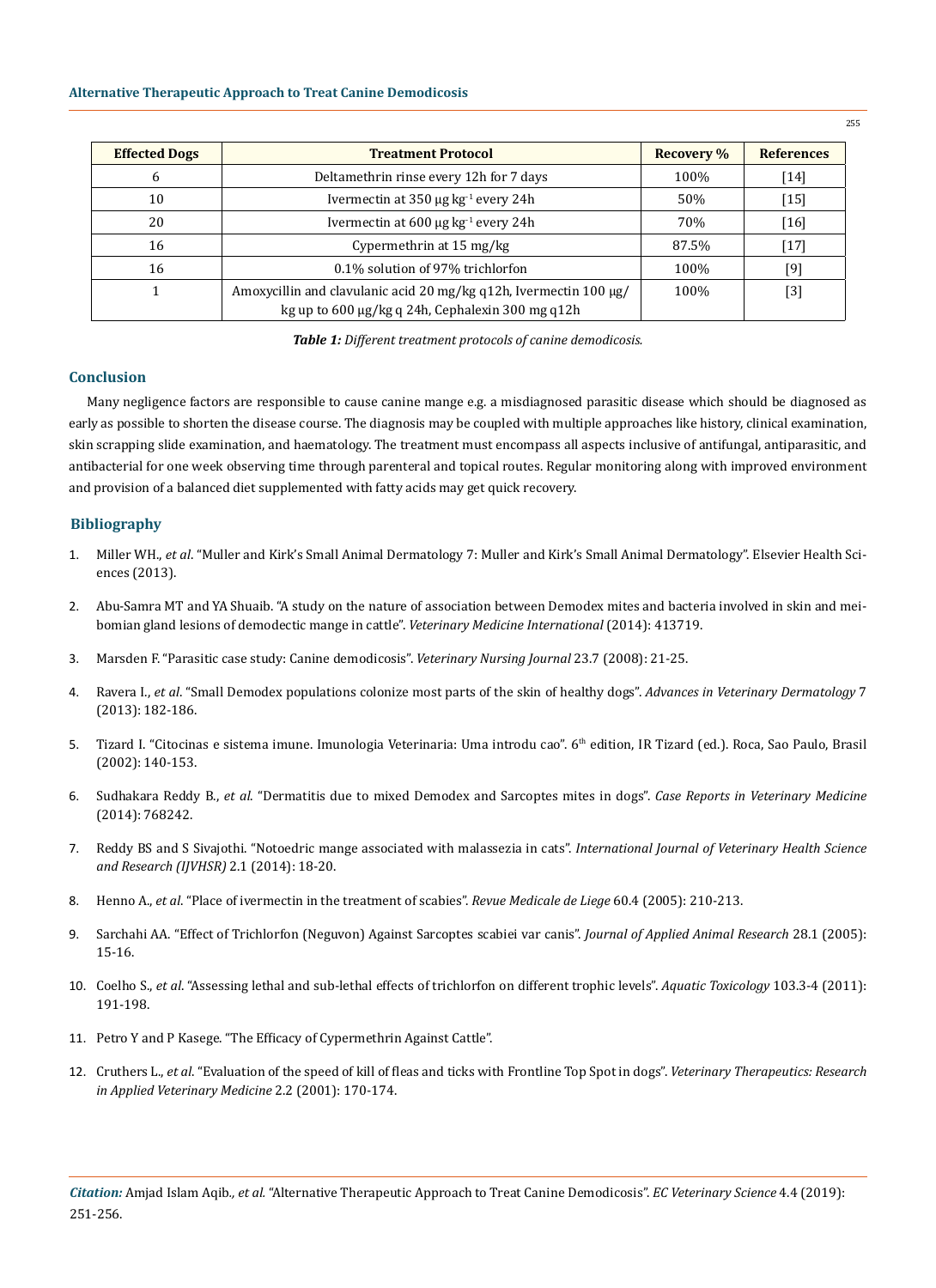| Effected Dogs | Treatment Protocol | Recovery % | References |
|---|---|---|---|
| 6 | Deltamethrin rinse every 12h for 7 days | 100% | [14] |
| 10 | Ivermectin at 350 μg $kg^{-1}$ every 24h | 50% | [15] |
| 20 | Ivermectin at 600 μg $kg^{-1}$ every 24h | 70% | [16] |
| 16 | Cypermethrin at 15 mg/kg | 87.5% | [17] |
| 16 | 0.1% solution of 97% trichlorfon | 100% | [9] |
| 1 | Amoxycillin and clavulanic acid 20 mg/kg q12h, Ivermectin 100 μg/kg up to 600 μg/kg q 24h, Cephalexin 300 mg q12h | 100% | [3] |

***Table 1:*** *Different treatment protocols of canine demodicosis.*

## Conclusion

Many negligence factors are responsible to cause canine mange e.g. a misdiagnosed parasitic disease which should be diagnosed as early as possible to shorten the disease course. The diagnosis may be coupled with multiple approaches like history, clinical examination, skin scrapping slide examination, and haematology. The treatment must encompass all aspects inclusive of antifungal, antiparasitic, and antibacterial for one week observing time through parenteral and topical routes. Regular monitoring along with improved environment and provision of a balanced diet supplemented with fatty acids may get quick recovery.

## Bibliography

1. Miller WH., *et al*. "Muller and Kirk's Small Animal Dermatology 7: Muller and Kirk's Small Animal Dermatology". Elsevier Health Sciences (2013).
2. Abu-Samra MT and YA Shuaib. "A study on the nature of association between Demodex mites and bacteria involved in skin and meibomian gland lesions of demodectic mange in cattle". *Veterinary Medicine International* (2014): 413719.
3. Marsden F. "Parasitic case study: Canine demodicosis". *Veterinary Nursing Journal* 23.7 (2008): 21-25.
4. Ravera I., *et al*. "Small Demodex populations colonize most parts of the skin of healthy dogs". *Advances in Veterinary Dermatology* 7 (2013): 182-186.
5. Tizard I. "Citocinas e sistema imune. Imunologia Veterinaria: Uma introdu cao". 6th edition, IR Tizard (ed.). Roca, Sao Paulo, Brasil (2002): 140-153.
6. Sudhakara Reddy B., *et al.* "Dermatitis due to mixed Demodex and Sarcoptes mites in dogs". *Case Reports in Veterinary Medicine* (2014): 768242.
7. Reddy BS and S Sivajothi. "Notoedric mange associated with malassezia in cats". *International Journal of Veterinary Health Science and Research (IJVHSR)* 2.1 (2014): 18-20.
8. Henno A., *et al*. "Place of ivermectin in the treatment of scabies". *Revue Medicale de Liege* 60.4 (2005): 210-213.
9. Sarchahi AA. "Effect of Trichlorfon (Neguvon) Against Sarcoptes scabiei var canis". *Journal of Applied Animal Research* 28.1 (2005): 15-16.
10. Coelho S., *et al*. "Assessing lethal and sub-lethal effects of trichlorfon on different trophic levels". *Aquatic Toxicology* 103.3-4 (2011): 191-198.
11. Petro Y and P Kasege. "The Efficacy of Cypermethrin Against Cattle".
12. Cruthers L., *et al*. "Evaluation of the speed of kill of fleas and ticks with Frontline Top Spot in dogs". *Veterinary Therapeutics: Research in Applied Veterinary Medicine* 2.2 (2001): 170-174.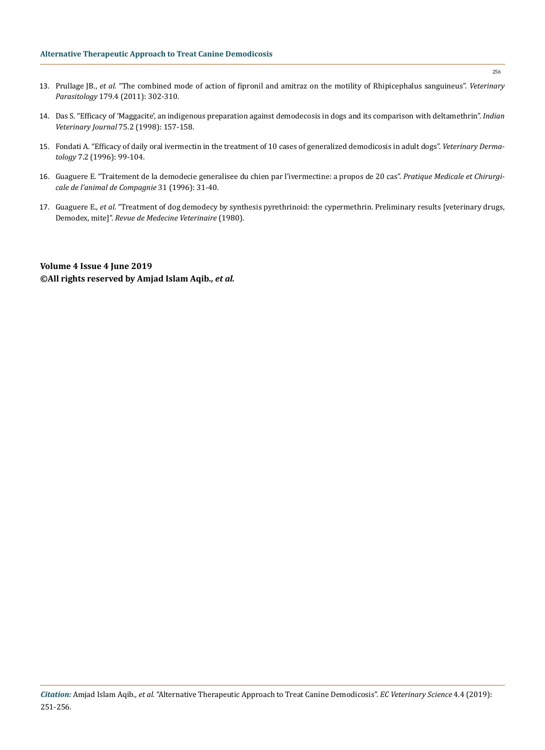13. Prullage JB., *et al*. "The combined mode of action of fipronil and amitraz on the motility of Rhipicephalus sanguineus". *Veterinary Parasitology* 179.4 (2011): 302-310.

14. Das S. "Efficacy of 'Maggacite', an indigenous preparation against demodecosis in dogs and its comparison with deltamethrin". *Indian Veterinary Journal* 75.2 (1998): 157-158.

15. Fondati A. "Efficacy of daily oral ivermectin in the treatment of 10 cases of generalized demodicosis in adult dogs". *Veterinary Dermatology* 7.2 (1996): 99-104.

16. Guaguere E. "Traitement de la demodecie generalisee du chien par l'ivermectine: a propos de 20 cas". *Pratique Medicale et Chirurgicale de l'animal de Compagnie* 31 (1996): 31-40.

17. Guaguere E., *et al*. "Treatment of dog demodecy by synthesis pyrethrinoid: the cypermethrin. Preliminary results [veterinary drugs, Demodex, mite]". *Revue de Medecine Veterinaire* (1980).

**Volume 4 Issue 4 June 2019**
**©All rights reserved by Amjad Islam Aqib.*, et al.***